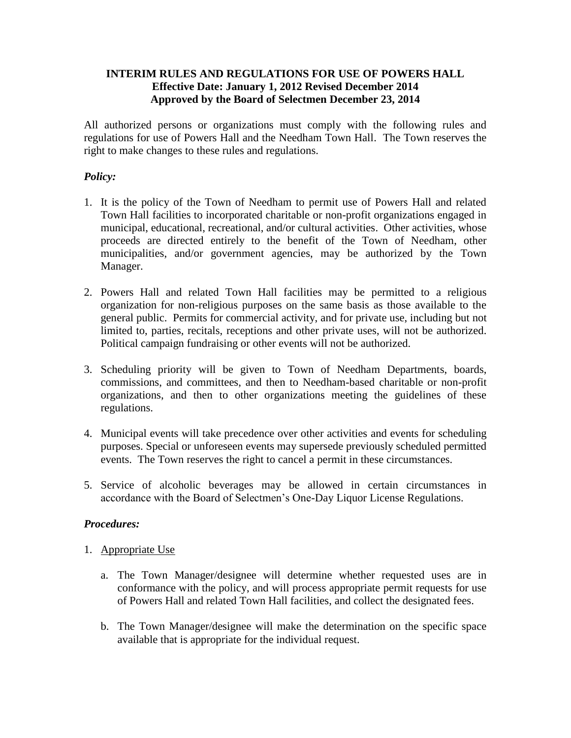**INTERIM RULES AND REGULATIONS FOR USE OF POWERS HALL**
**Effective Date: January 1, 2012 Revised December 2014**
**Approved by the Board of Selectmen December 23, 2014**

All authorized persons or organizations must comply with the following rules and regulations for use of Powers Hall and the Needham Town Hall. The Town reserves the right to make changes to these rules and regulations.

***Policy:***

1. It is the policy of the Town of Needham to permit use of Powers Hall and related Town Hall facilities to incorporated charitable or non-profit organizations engaged in municipal, educational, recreational, and/or cultural activities. Other activities, whose proceeds are directed entirely to the benefit of the Town of Needham, other municipalities, and/or government agencies, may be authorized by the Town Manager.

2. Powers Hall and related Town Hall facilities may be permitted to a religious organization for non-religious purposes on the same basis as those available to the general public. Permits for commercial activity, and for private use, including but not limited to, parties, recitals, receptions and other private uses, will not be authorized. Political campaign fundraising or other events will not be authorized.

3. Scheduling priority will be given to Town of Needham Departments, boards, commissions, and committees, and then to Needham-based charitable or non-profit organizations, and then to other organizations meeting the guidelines of these regulations.

4. Municipal events will take precedence over other activities and events for scheduling purposes. Special or unforeseen events may supersede previously scheduled permitted events. The Town reserves the right to cancel a permit in these circumstances.

5. Service of alcoholic beverages may be allowed in certain circumstances in accordance with the Board of Selectmen's One-Day Liquor License Regulations.

***Procedures:***

1. <u>Appropriate Use</u>

   a. The Town Manager/designee will determine whether requested uses are in conformance with the policy, and will process appropriate permit requests for use of Powers Hall and related Town Hall facilities, and collect the designated fees.

   b. The Town Manager/designee will make the determination on the specific space available that is appropriate for the individual request.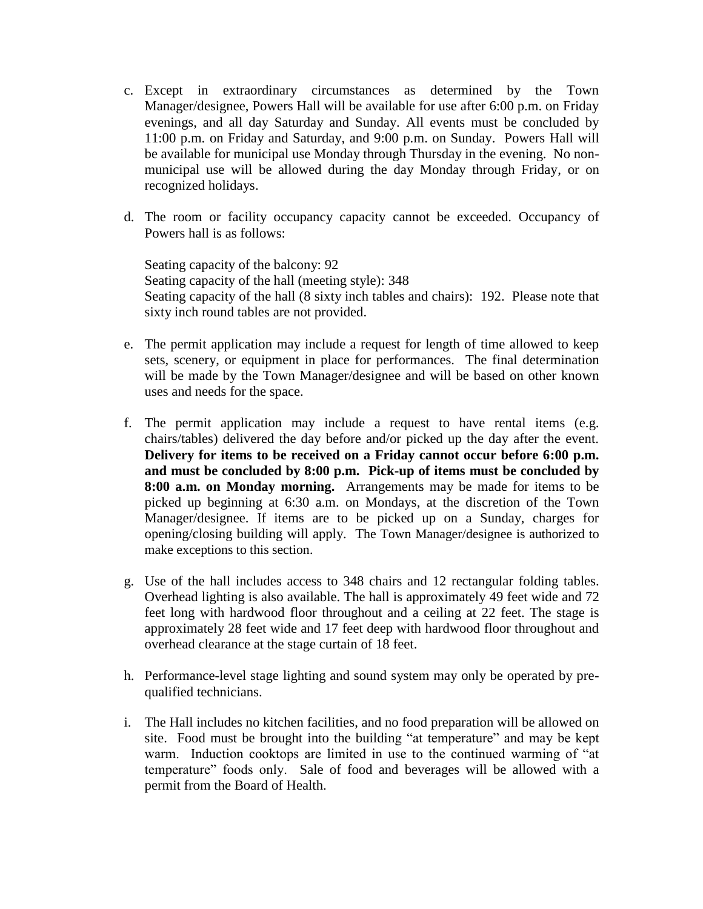c. Except in extraordinary circumstances as determined by the Town Manager/designee, Powers Hall will be available for use after 6:00 p.m. on Friday evenings, and all day Saturday and Sunday. All events must be concluded by 11:00 p.m. on Friday and Saturday, and 9:00 p.m. on Sunday. Powers Hall will be available for municipal use Monday through Thursday in the evening. No non-municipal use will be allowed during the day Monday through Friday, or on recognized holidays.

d. The room or facility occupancy capacity cannot be exceeded. Occupancy of Powers hall is as follows:

   Seating capacity of the balcony: 92
   Seating capacity of the hall (meeting style): 348
   Seating capacity of the hall (8 sixty inch tables and chairs): 192. Please note that sixty inch round tables are not provided.

e. The permit application may include a request for length of time allowed to keep sets, scenery, or equipment in place for performances. The final determination will be made by the Town Manager/designee and will be based on other known uses and needs for the space.

f. The permit application may include a request to have rental items (e.g. chairs/tables) delivered the day before and/or picked up the day after the event. **Delivery for items to be received on a Friday cannot occur before 6:00 p.m. and must be concluded by 8:00 p.m. Pick-up of items must be concluded by 8:00 a.m. on Monday morning.** Arrangements may be made for items to be picked up beginning at 6:30 a.m. on Mondays, at the discretion of the Town Manager/designee. If items are to be picked up on a Sunday, charges for opening/closing building will apply. The Town Manager/designee is authorized to make exceptions to this section.

g. Use of the hall includes access to 348 chairs and 12 rectangular folding tables. Overhead lighting is also available. The hall is approximately 49 feet wide and 72 feet long with hardwood floor throughout and a ceiling at 22 feet. The stage is approximately 28 feet wide and 17 feet deep with hardwood floor throughout and overhead clearance at the stage curtain of 18 feet.

h. Performance-level stage lighting and sound system may only be operated by pre-qualified technicians.

i. The Hall includes no kitchen facilities, and no food preparation will be allowed on site. Food must be brought into the building "at temperature" and may be kept warm. Induction cooktops are limited in use to the continued warming of "at temperature" foods only. Sale of food and beverages will be allowed with a permit from the Board of Health.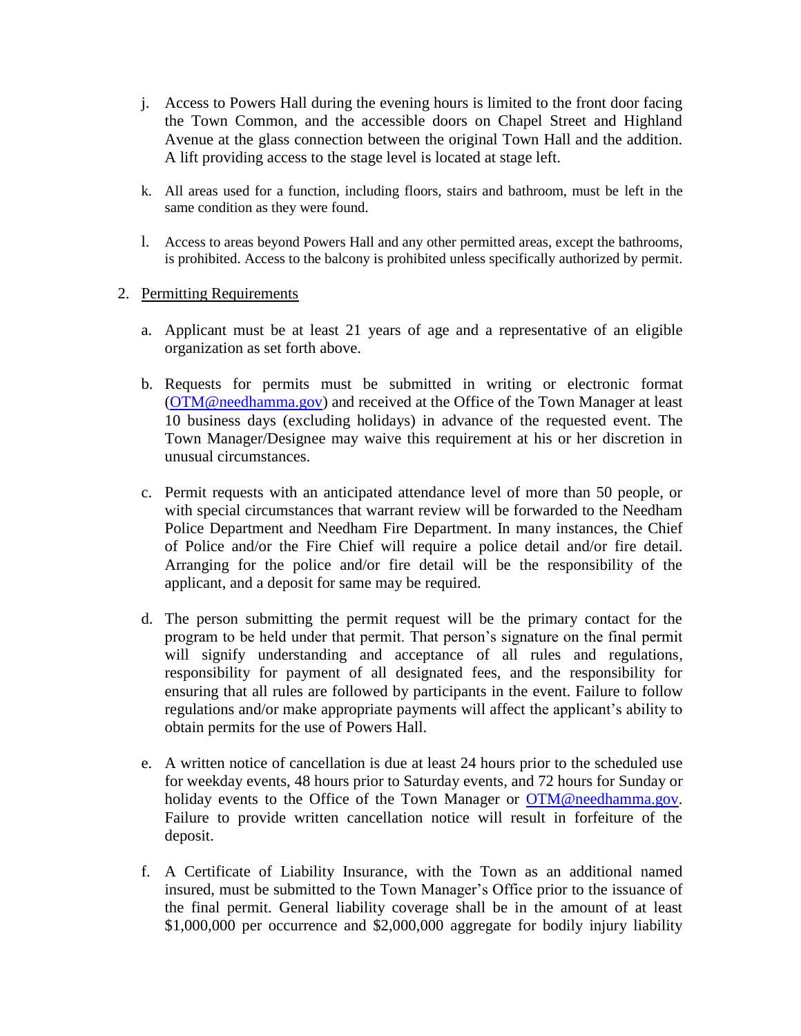j. Access to Powers Hall during the evening hours is limited to the front door facing the Town Common, and the accessible doors on Chapel Street and Highland Avenue at the glass connection between the original Town Hall and the addition. A lift providing access to the stage level is located at stage left.

k. All areas used for a function, including floors, stairs and bathroom, must be left in the same condition as they were found.

l. Access to areas beyond Powers Hall and any other permitted areas, except the bathrooms, is prohibited. Access to the balcony is prohibited unless specifically authorized by permit.

2. Permitting Requirements

   a. Applicant must be at least 21 years of age and a representative of an eligible organization as set forth above.

   b. Requests for permits must be submitted in writing or electronic format (OTM@needhamma.gov) and received at the Office of the Town Manager at least 10 business days (excluding holidays) in advance of the requested event. The Town Manager/Designee may waive this requirement at his or her discretion in unusual circumstances.

   c. Permit requests with an anticipated attendance level of more than 50 people, or with special circumstances that warrant review will be forwarded to the Needham Police Department and Needham Fire Department. In many instances, the Chief of Police and/or the Fire Chief will require a police detail and/or fire detail. Arranging for the police and/or fire detail will be the responsibility of the applicant, and a deposit for same may be required.

   d. The person submitting the permit request will be the primary contact for the program to be held under that permit. That person's signature on the final permit will signify understanding and acceptance of all rules and regulations, responsibility for payment of all designated fees, and the responsibility for ensuring that all rules are followed by participants in the event. Failure to follow regulations and/or make appropriate payments will affect the applicant's ability to obtain permits for the use of Powers Hall.

   e. A written notice of cancellation is due at least 24 hours prior to the scheduled use for weekday events, 48 hours prior to Saturday events, and 72 hours for Sunday or holiday events to the Office of the Town Manager or OTM@needhamma.gov. Failure to provide written cancellation notice will result in forfeiture of the deposit.

   f. A Certificate of Liability Insurance, with the Town as an additional named insured, must be submitted to the Town Manager's Office prior to the issuance of the final permit. General liability coverage shall be in the amount of at least $1,000,000 per occurrence and $2,000,000 aggregate for bodily injury liability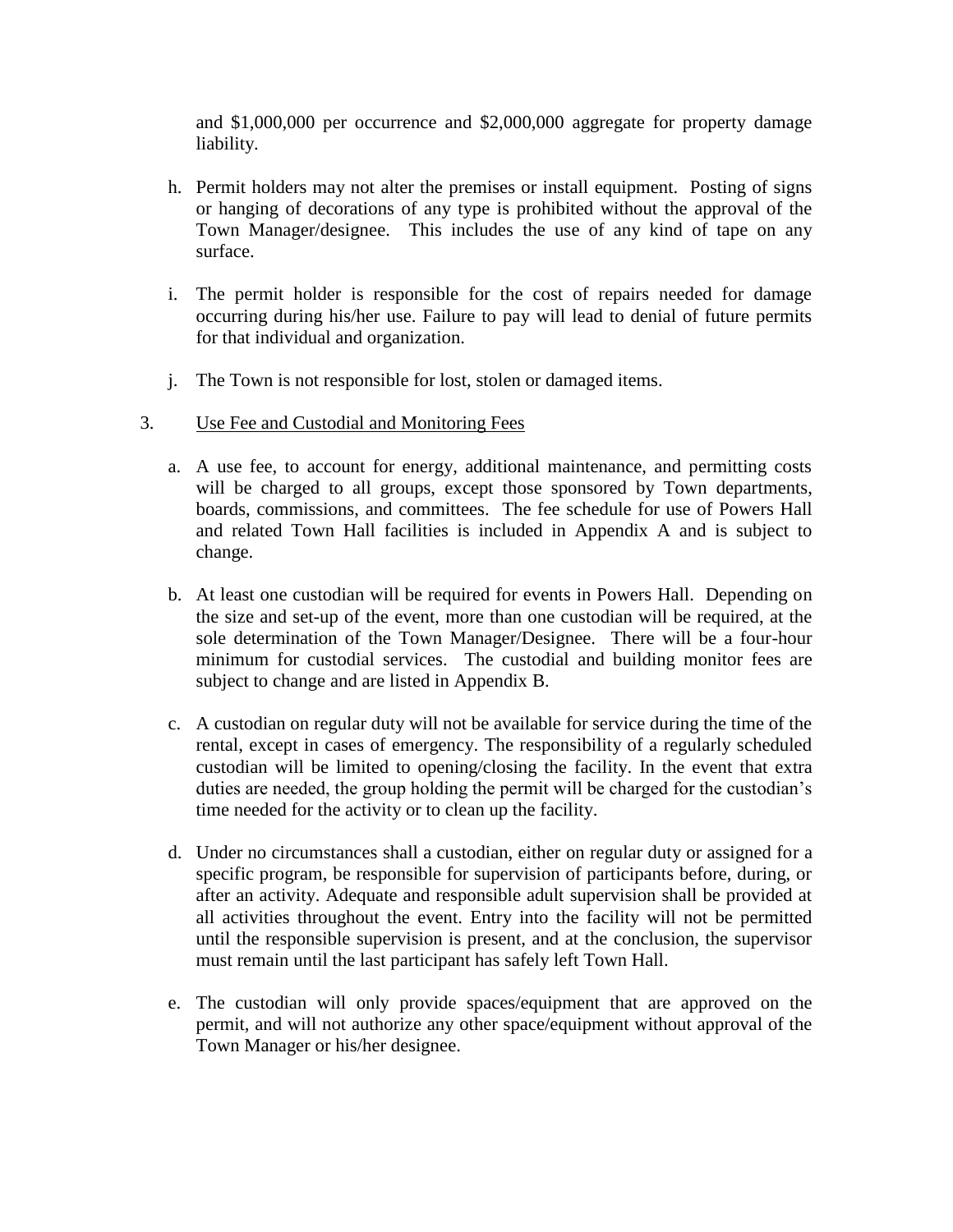and $1,000,000 per occurrence and $2,000,000 aggregate for property damage liability.

h. Permit holders may not alter the premises or install equipment. Posting of signs or hanging of decorations of any type is prohibited without the approval of the Town Manager/designee. This includes the use of any kind of tape on any surface.

i. The permit holder is responsible for the cost of repairs needed for damage occurring during his/her use. Failure to pay will lead to denial of future permits for that individual and organization.

j. The Town is not responsible for lost, stolen or damaged items.

3. Use Fee and Custodial and Monitoring Fees

a. A use fee, to account for energy, additional maintenance, and permitting costs will be charged to all groups, except those sponsored by Town departments, boards, commissions, and committees. The fee schedule for use of Powers Hall and related Town Hall facilities is included in Appendix A and is subject to change.

b. At least one custodian will be required for events in Powers Hall. Depending on the size and set-up of the event, more than one custodian will be required, at the sole determination of the Town Manager/Designee. There will be a four-hour minimum for custodial services. The custodial and building monitor fees are subject to change and are listed in Appendix B.

c. A custodian on regular duty will not be available for service during the time of the rental, except in cases of emergency. The responsibility of a regularly scheduled custodian will be limited to opening/closing the facility. In the event that extra duties are needed, the group holding the permit will be charged for the custodian's time needed for the activity or to clean up the facility.

d. Under no circumstances shall a custodian, either on regular duty or assigned for a specific program, be responsible for supervision of participants before, during, or after an activity. Adequate and responsible adult supervision shall be provided at all activities throughout the event. Entry into the facility will not be permitted until the responsible supervision is present, and at the conclusion, the supervisor must remain until the last participant has safely left Town Hall.

e. The custodian will only provide spaces/equipment that are approved on the permit, and will not authorize any other space/equipment without approval of the Town Manager or his/her designee.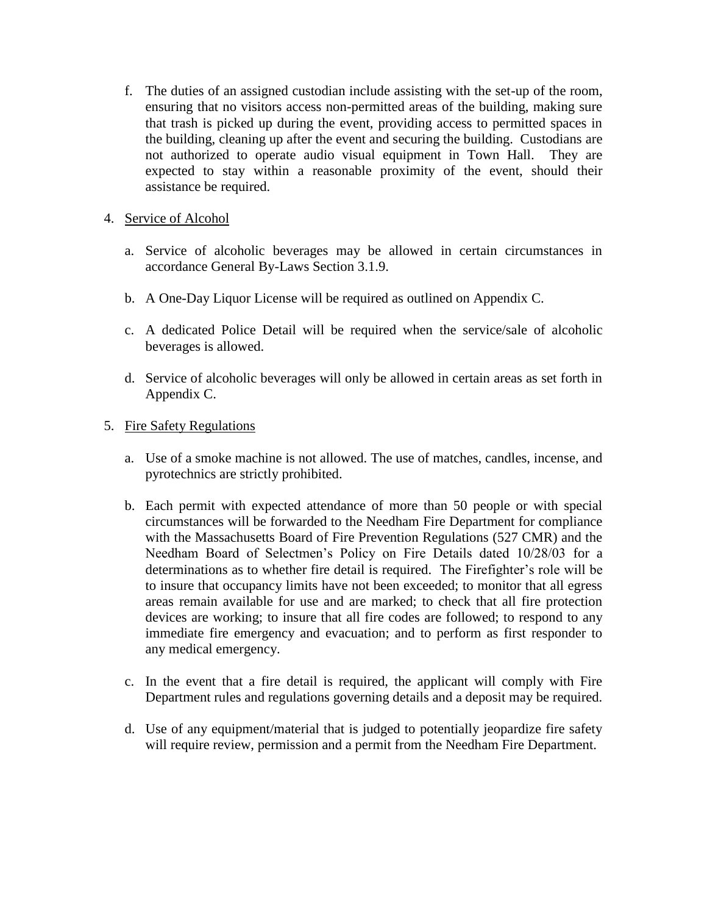f. The duties of an assigned custodian include assisting with the set-up of the room, ensuring that no visitors access non-permitted areas of the building, making sure that trash is picked up during the event, providing access to permitted spaces in the building, cleaning up after the event and securing the building. Custodians are not authorized to operate audio visual equipment in Town Hall. They are expected to stay within a reasonable proximity of the event, should their assistance be required.

4. Service of Alcohol

   a. Service of alcoholic beverages may be allowed in certain circumstances in accordance General By-Laws Section 3.1.9.

   b. A One-Day Liquor License will be required as outlined on Appendix C.

   c. A dedicated Police Detail will be required when the service/sale of alcoholic beverages is allowed.

   d. Service of alcoholic beverages will only be allowed in certain areas as set forth in Appendix C.

5. Fire Safety Regulations

   a. Use of a smoke machine is not allowed. The use of matches, candles, incense, and pyrotechnics are strictly prohibited.

   b. Each permit with expected attendance of more than 50 people or with special circumstances will be forwarded to the Needham Fire Department for compliance with the Massachusetts Board of Fire Prevention Regulations (527 CMR) and the Needham Board of Selectmen's Policy on Fire Details dated 10/28/03 for a determinations as to whether fire detail is required. The Firefighter's role will be to insure that occupancy limits have not been exceeded; to monitor that all egress areas remain available for use and are marked; to check that all fire protection devices are working; to insure that all fire codes are followed; to respond to any immediate fire emergency and evacuation; and to perform as first responder to any medical emergency.

   c. In the event that a fire detail is required, the applicant will comply with Fire Department rules and regulations governing details and a deposit may be required.

   d. Use of any equipment/material that is judged to potentially jeopardize fire safety will require review, permission and a permit from the Needham Fire Department.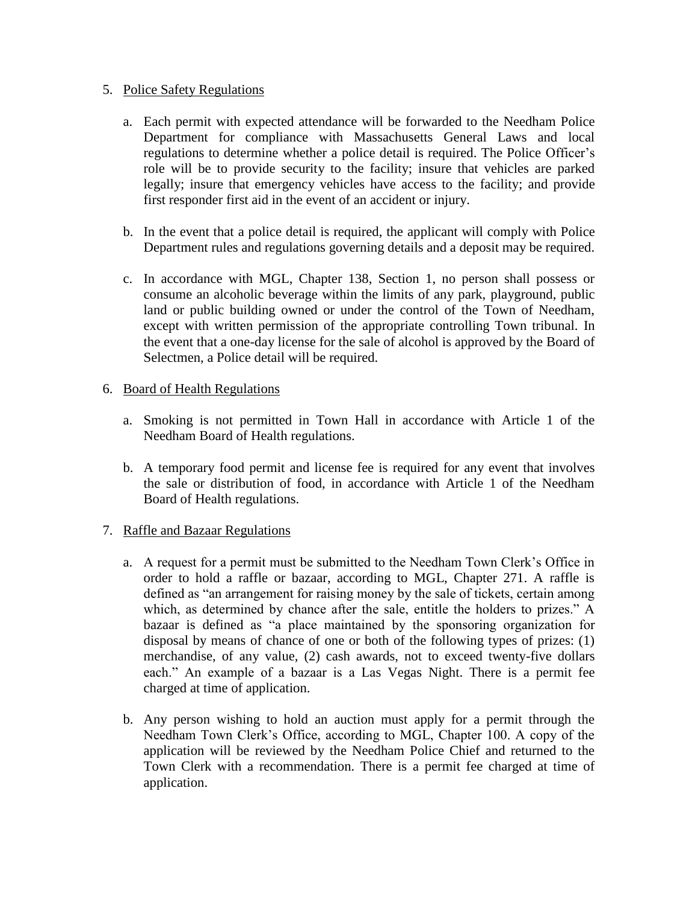5. Police Safety Regulations

   a. Each permit with expected attendance will be forwarded to the Needham Police Department for compliance with Massachusetts General Laws and local regulations to determine whether a police detail is required. The Police Officer's role will be to provide security to the facility; insure that vehicles are parked legally; insure that emergency vehicles have access to the facility; and provide first responder first aid in the event of an accident or injury.

   b. In the event that a police detail is required, the applicant will comply with Police Department rules and regulations governing details and a deposit may be required.

   c. In accordance with MGL, Chapter 138, Section 1, no person shall possess or consume an alcoholic beverage within the limits of any park, playground, public land or public building owned or under the control of the Town of Needham, except with written permission of the appropriate controlling Town tribunal. In the event that a one-day license for the sale of alcohol is approved by the Board of Selectmen, a Police detail will be required.

6. Board of Health Regulations

   a. Smoking is not permitted in Town Hall in accordance with Article 1 of the Needham Board of Health regulations.

   b. A temporary food permit and license fee is required for any event that involves the sale or distribution of food, in accordance with Article 1 of the Needham Board of Health regulations.

7. Raffle and Bazaar Regulations

   a. A request for a permit must be submitted to the Needham Town Clerk's Office in order to hold a raffle or bazaar, according to MGL, Chapter 271. A raffle is defined as "an arrangement for raising money by the sale of tickets, certain among which, as determined by chance after the sale, entitle the holders to prizes." A bazaar is defined as "a place maintained by the sponsoring organization for disposal by means of chance of one or both of the following types of prizes: (1) merchandise, of any value, (2) cash awards, not to exceed twenty-five dollars each." An example of a bazaar is a Las Vegas Night. There is a permit fee charged at time of application.

   b. Any person wishing to hold an auction must apply for a permit through the Needham Town Clerk's Office, according to MGL, Chapter 100. A copy of the application will be reviewed by the Needham Police Chief and returned to the Town Clerk with a recommendation. There is a permit fee charged at time of application.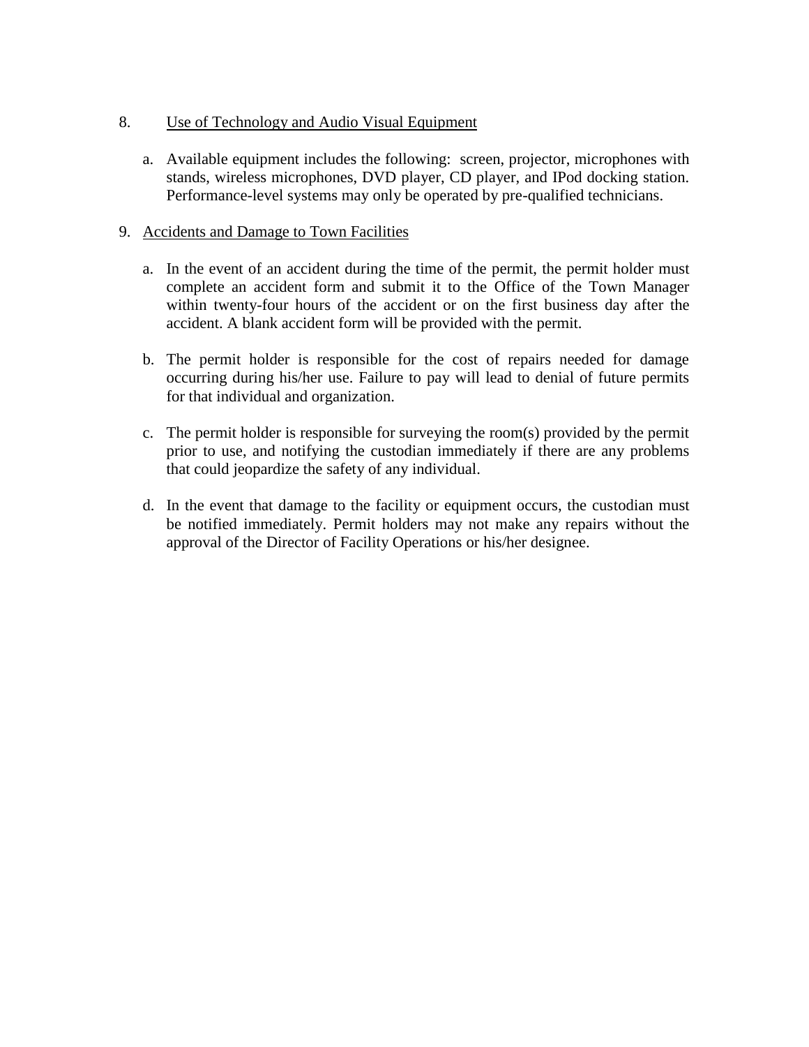8. <u>Use of Technology and Audio Visual Equipment</u>

   a. Available equipment includes the following: screen, projector, microphones with stands, wireless microphones, DVD player, CD player, and IPod docking station. Performance-level systems may only be operated by pre-qualified technicians.

9. <u>Accidents and Damage to Town Facilities</u>

   a. In the event of an accident during the time of the permit, the permit holder must complete an accident form and submit it to the Office of the Town Manager within twenty-four hours of the accident or on the first business day after the accident. A blank accident form will be provided with the permit.

   b. The permit holder is responsible for the cost of repairs needed for damage occurring during his/her use. Failure to pay will lead to denial of future permits for that individual and organization.

   c. The permit holder is responsible for surveying the room(s) provided by the permit prior to use, and notifying the custodian immediately if there are any problems that could jeopardize the safety of any individual.

   d. In the event that damage to the facility or equipment occurs, the custodian must be notified immediately. Permit holders may not make any repairs without the approval of the Director of Facility Operations or his/her designee.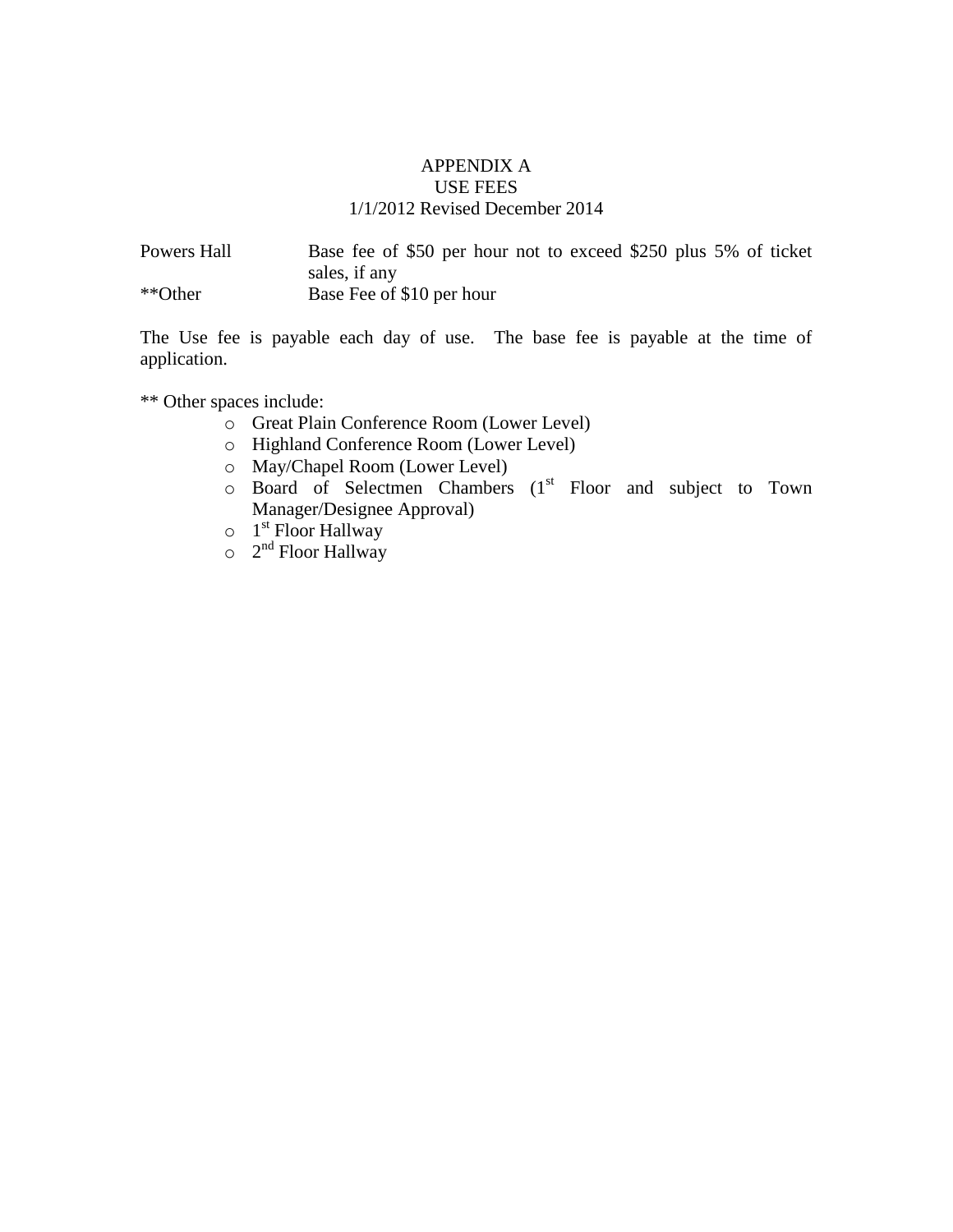# APPENDIX A
## USE FEES
### 1/1/2012 Revised December 2014

| | |
|---|---|
| Powers Hall | Base fee of $50 per hour not to exceed $250 plus 5% of ticket sales, if any |
| **Other | Base Fee of $10 per hour |

The Use fee is payable each day of use. The base fee is payable at the time of application.

** Other spaces include:

- Great Plain Conference Room (Lower Level)
- Highland Conference Room (Lower Level)
- May/Chapel Room (Lower Level)
- Board of Selectmen Chambers (1st Floor and subject to Town Manager/Designee Approval)
- 1st Floor Hallway
- 2nd Floor Hallway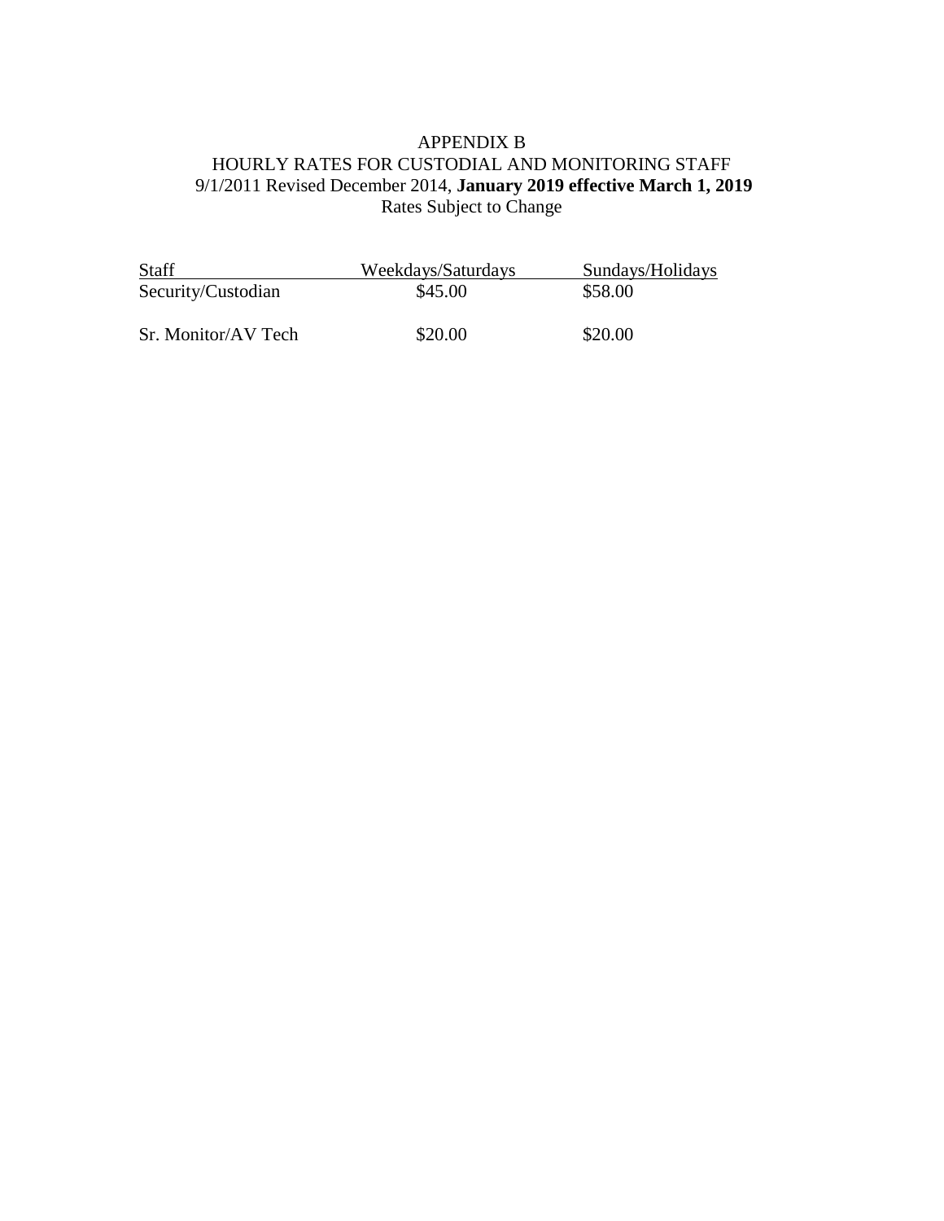# APPENDIX B

## HOURLY RATES FOR CUSTODIAL AND MONITORING STAFF

9/1/2011 Revised December 2014, **January 2019 effective March 1, 2019**

Rates Subject to Change

| Staff | Weekdays/Saturdays | Sundays/Holidays |
|---|---|---|
| Security/Custodian | $45.00 | $58.00 |
| Sr. Monitor/AV Tech | $20.00 | $20.00 |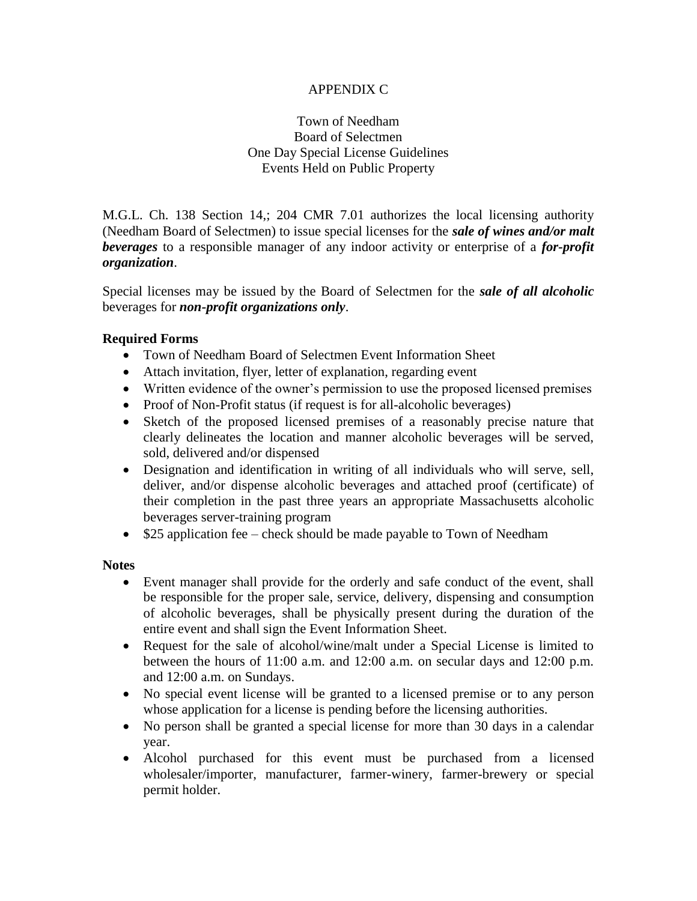APPENDIX C

Town of Needham
Board of Selectmen
One Day Special License Guidelines
Events Held on Public Property

M.G.L. Ch. 138 Section 14,; 204 CMR 7.01 authorizes the local licensing authority (Needham Board of Selectmen) to issue special licenses for the ***sale of wines and/or malt beverages*** to a responsible manager of any indoor activity or enterprise of a ***for-profit organization***.

Special licenses may be issued by the Board of Selectmen for the ***sale of all alcoholic*** beverages for ***non-profit organizations only***.

**Required Forms**

- Town of Needham Board of Selectmen Event Information Sheet
- Attach invitation, flyer, letter of explanation, regarding event
- Written evidence of the owner's permission to use the proposed licensed premises
- Proof of Non-Profit status (if request is for all-alcoholic beverages)
- Sketch of the proposed licensed premises of a reasonably precise nature that clearly delineates the location and manner alcoholic beverages will be served, sold, delivered and/or dispensed
- Designation and identification in writing of all individuals who will serve, sell, deliver, and/or dispense alcoholic beverages and attached proof (certificate) of their completion in the past three years an appropriate Massachusetts alcoholic beverages server-training program
- $25 application fee – check should be made payable to Town of Needham

**Notes**

- Event manager shall provide for the orderly and safe conduct of the event, shall be responsible for the proper sale, service, delivery, dispensing and consumption of alcoholic beverages, shall be physically present during the duration of the entire event and shall sign the Event Information Sheet.
- Request for the sale of alcohol/wine/malt under a Special License is limited to between the hours of 11:00 a.m. and 12:00 a.m. on secular days and 12:00 p.m. and 12:00 a.m. on Sundays.
- No special event license will be granted to a licensed premise or to any person whose application for a license is pending before the licensing authorities.
- No person shall be granted a special license for more than 30 days in a calendar year.
- Alcohol purchased for this event must be purchased from a licensed wholesaler/importer, manufacturer, farmer-winery, farmer-brewery or special permit holder.